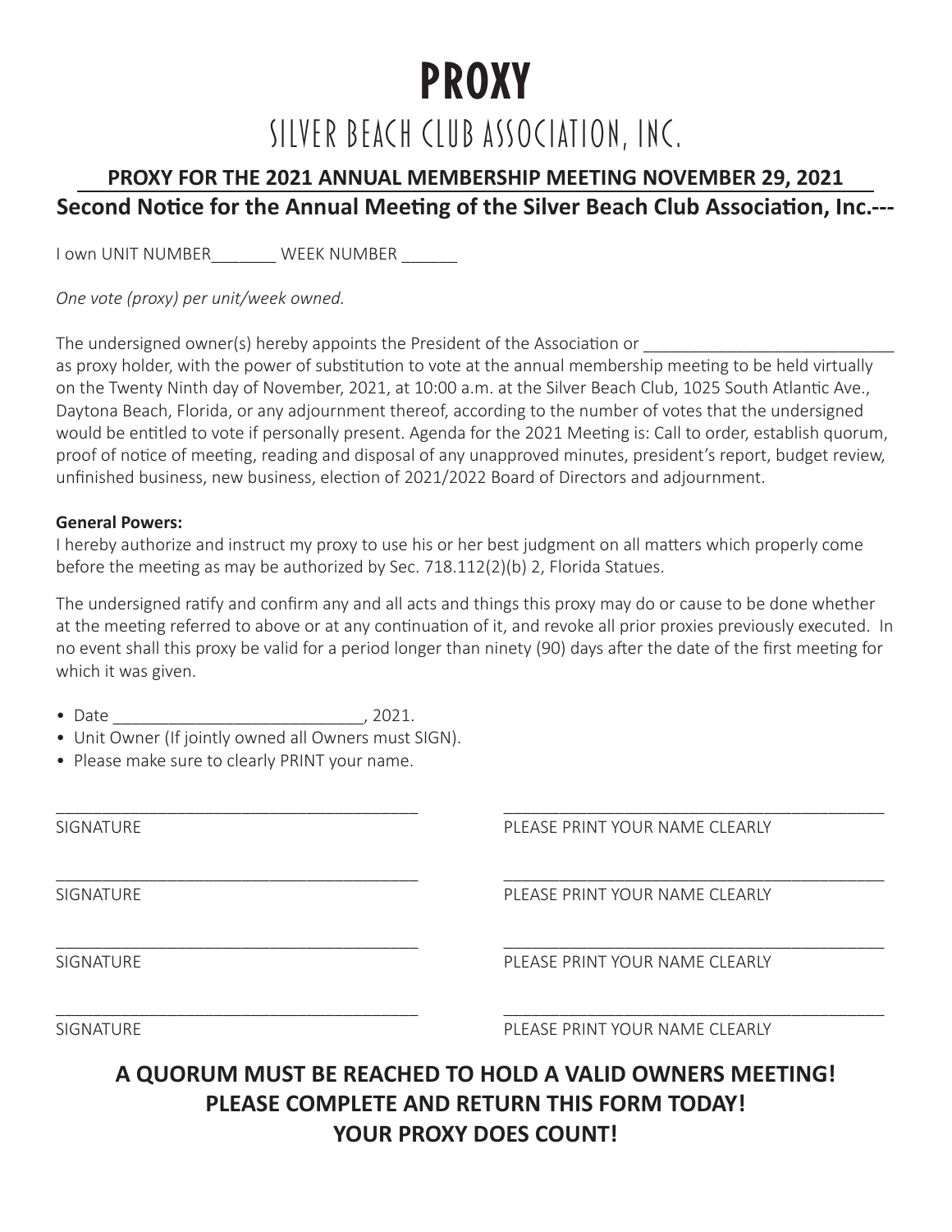# PROXY

## SILVER BEACH CLUB ASSOCIATION, INC.

**PROXY FOR THE 2021 ANNUAL MEMBERSHIP MEETING NOVEMBER 29, 2021**

**Second Notice for the Annual Meeting of the Silver Beach Club Association, Inc.---**

I own UNIT NUMBER_______ WEEK NUMBER ______

*One vote (proxy) per unit/week owned.*

The undersigned owner(s) hereby appoints the President of the Association or ___________________________ as proxy holder, with the power of substitution to vote at the annual membership meeting to be held virtually on the Twenty Ninth day of November, 2021, at 10:00 a.m. at the Silver Beach Club, 1025 South Atlantic Ave., Daytona Beach, Florida, or any adjournment thereof, according to the number of votes that the undersigned would be entitled to vote if personally present. Agenda for the 2021 Meeting is: Call to order, establish quorum, proof of notice of meeting, reading and disposal of any unapproved minutes, president's report, budget review, unfinished business, new business, election of 2021/2022 Board of Directors and adjournment.

**General Powers:**

I hereby authorize and instruct my proxy to use his or her best judgment on all matters which properly come before the meeting as may be authorized by Sec. 718.112(2)(b) 2, Florida Statues.

The undersigned ratify and confirm any and all acts and things this proxy may do or cause to be done whether at the meeting referred to above or at any continuation of it, and revoke all prior proxies previously executed. In no event shall this proxy be valid for a period longer than ninety (90) days after the date of the first meeting for which it was given.

- Date ___________________________, 2021.
- Unit Owner (If jointly owned all Owners must SIGN).
- Please make sure to clearly PRINT your name.

_______________________________________ _______________________________________
SIGNATURE PLEASE PRINT YOUR NAME CLEARLY

_______________________________________ _______________________________________
SIGNATURE PLEASE PRINT YOUR NAME CLEARLY

_______________________________________ _______________________________________
SIGNATURE PLEASE PRINT YOUR NAME CLEARLY

_______________________________________ _______________________________________
SIGNATURE PLEASE PRINT YOUR NAME CLEARLY

**A QUORUM MUST BE REACHED TO HOLD A VALID OWNERS MEETING!**
**PLEASE COMPLETE AND RETURN THIS FORM TODAY!**
**YOUR PROXY DOES COUNT!**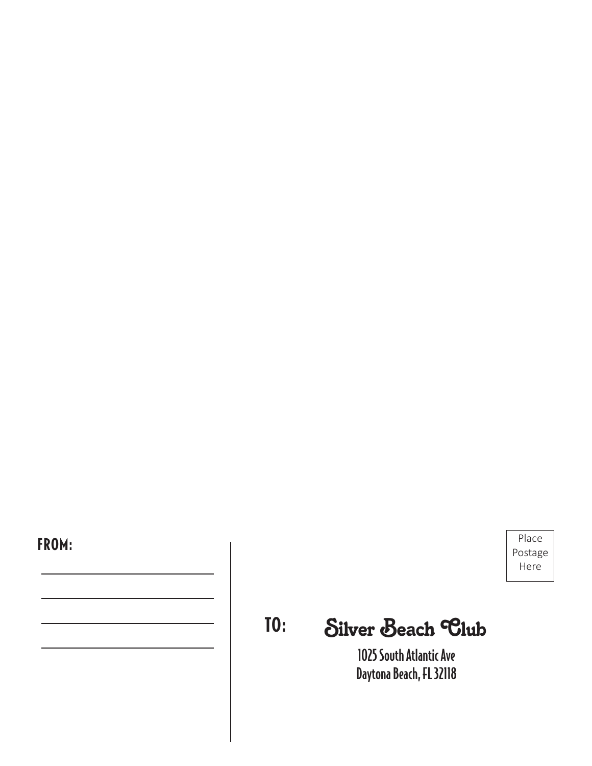**FROM:**

\_\_\_\_\_\_\_\_\_\_\_\_\_\_\_\_\_\_\_\_\_\_\_\_\_\_\_\_\_\_

\_\_\_\_\_\_\_\_\_\_\_\_\_\_\_\_\_\_\_\_\_\_\_\_\_\_\_\_\_\_

\_\_\_\_\_\_\_\_\_\_\_\_\_\_\_\_\_\_\_\_\_\_\_\_\_\_\_\_\_\_

\_\_\_\_\_\_\_\_\_\_\_\_\_\_\_\_\_\_\_\_\_\_\_\_\_\_\_\_\_\_

Place Postage Here

**TO:** **Silver Beach Club**

1025 South Atlantic Ave
Daytona Beach, FL 32118